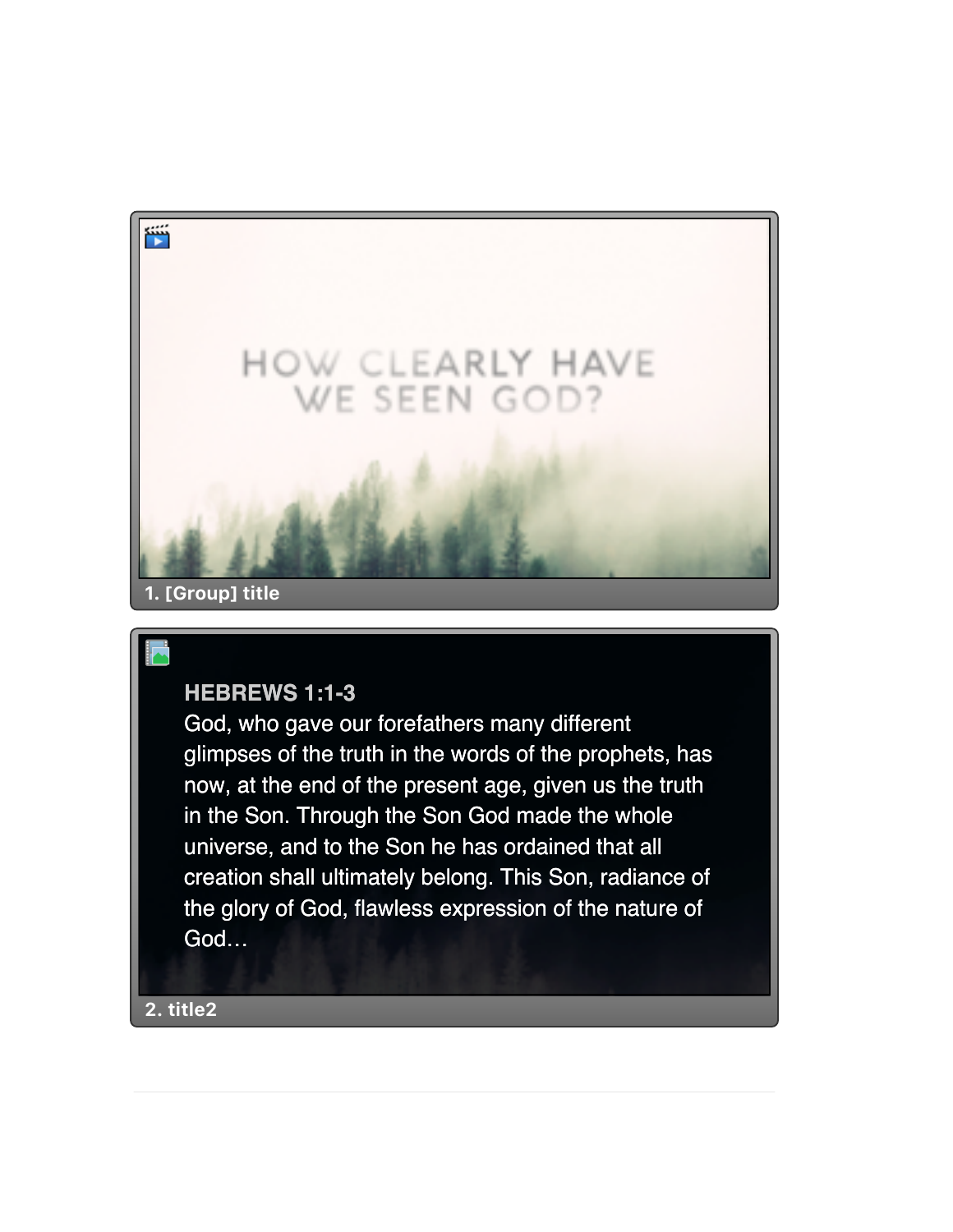HOW CLEARLY HAVE WE SEEN GOD?

1. [Group] title

**HEBREWS 1:1-3**

God, who gave our forefathers many different glimpses of the truth in the words of the prophets, has now, at the end of the present age, given us the truth in the Son. Through the Son God made the whole universe, and to the Son he has ordained that all creation shall ultimately belong. This Son, radiance of the glory of God, flawless expression of the nature of God…

2. title2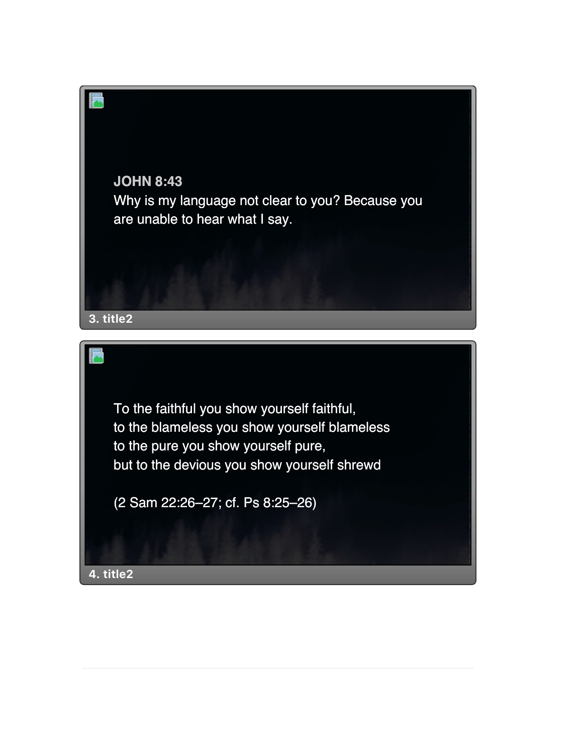**JOHN 8:43**
Why is my language not clear to you? Because you are unable to hear what I say.

3. title2

To the faithful you show yourself faithful,
to the blameless you show yourself blameless
to the pure you show yourself pure,
but to the devious you show yourself shrewd

(2 Sam 22:26–27; cf. Ps 8:25–26)

4. title2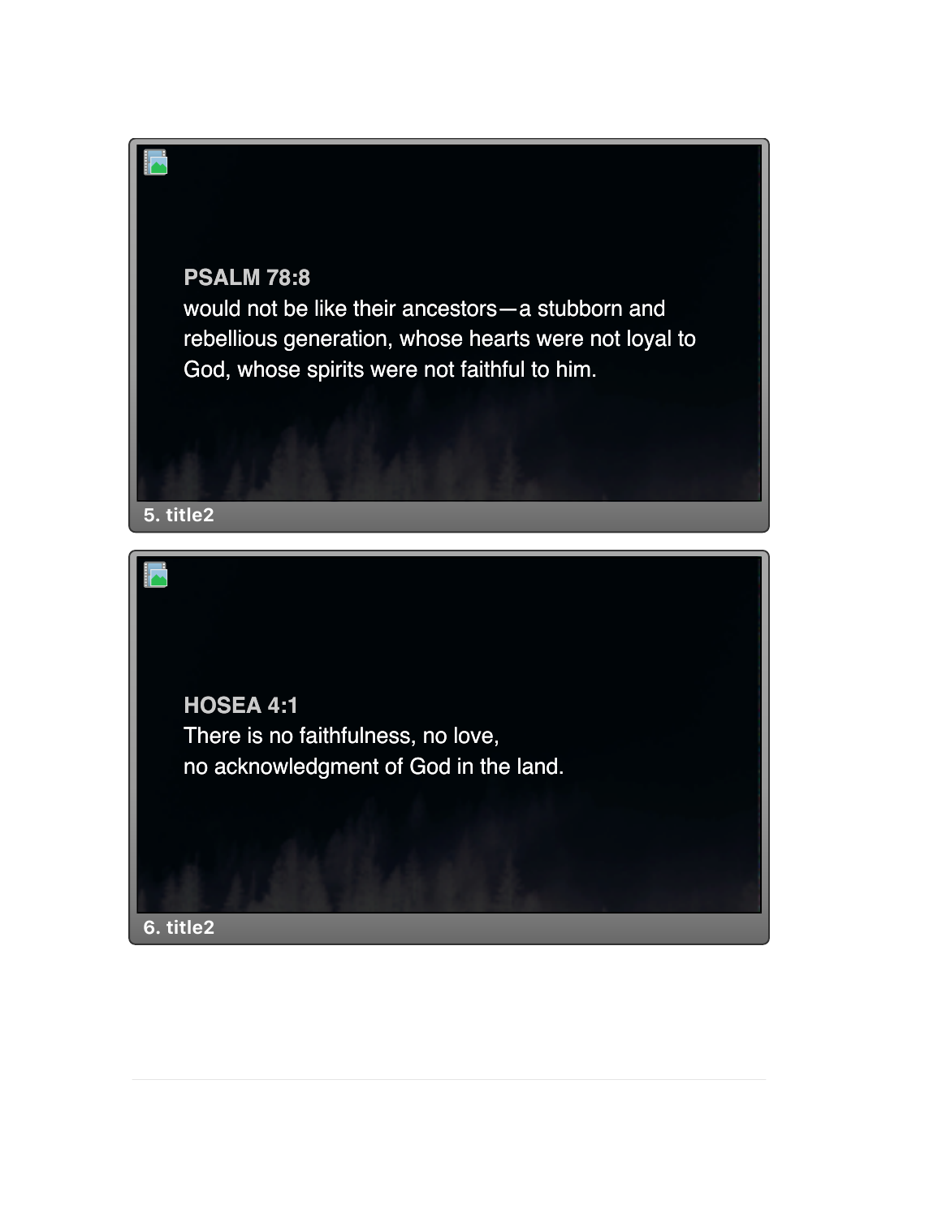**PSALM 78:8**
would not be like their ancestors—a stubborn and rebellious generation, whose hearts were not loyal to God, whose spirits were not faithful to him.

5. title2

**HOSEA 4:1**
There is no faithfulness, no love,
no acknowledgment of God in the land.

6. title2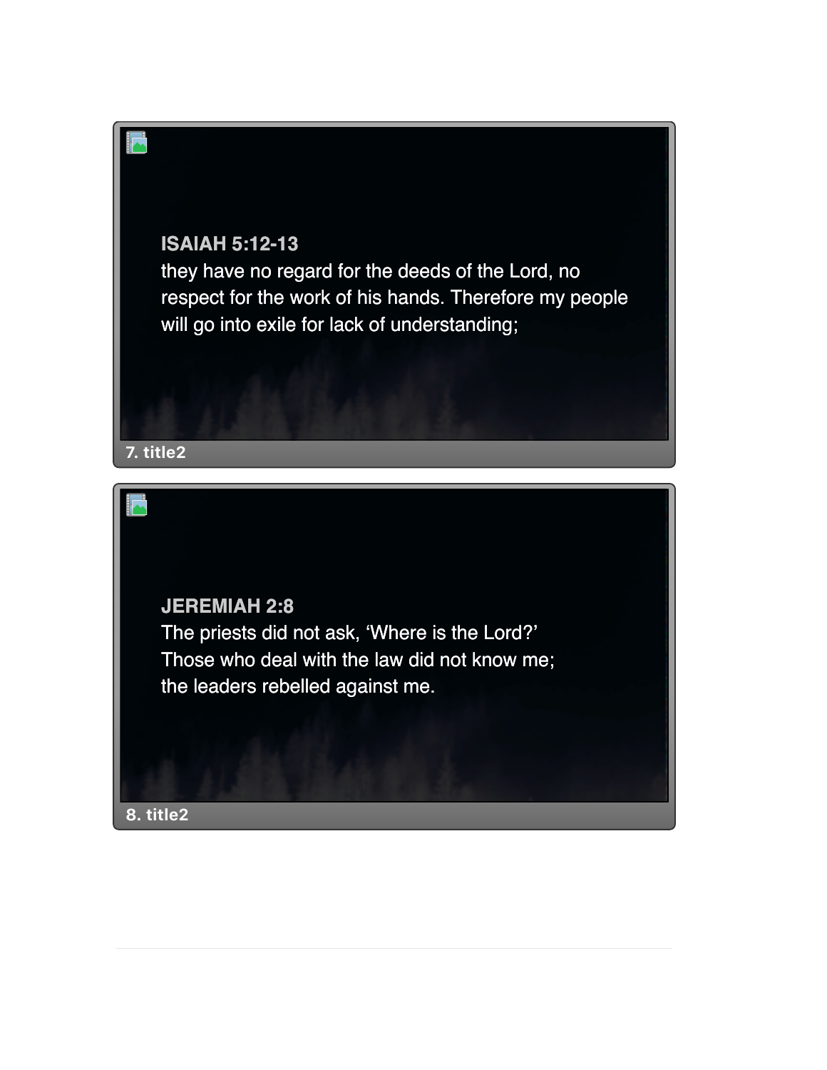**ISAIAH 5:12-13**

they have no regard for the deeds of the Lord, no respect for the work of his hands. Therefore my people will go into exile for lack of understanding;

7. title2

**JEREMIAH 2:8**

The priests did not ask, ‘Where is the Lord?’
Those who deal with the law did not know me;
the leaders rebelled against me.

8. title2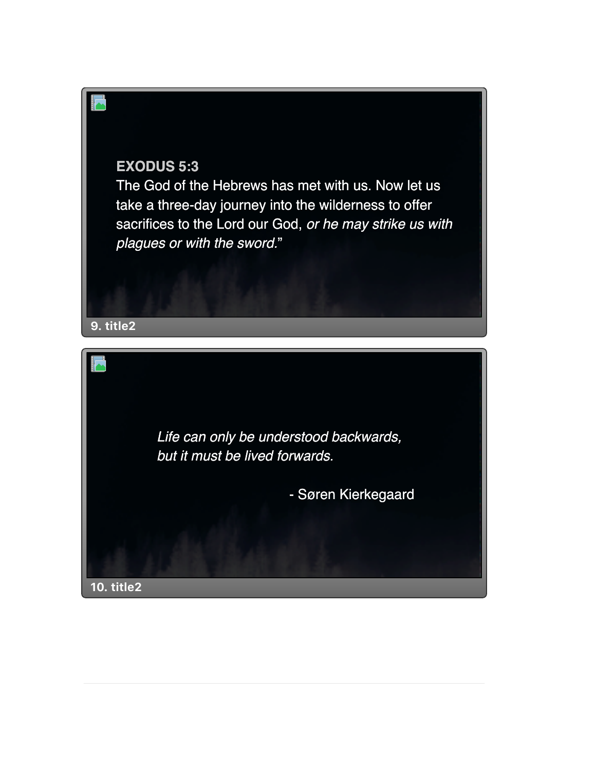**EXODUS 5:3**

The God of the Hebrews has met with us. Now let us take a three-day journey into the wilderness to offer sacrifices to the Lord our God, *or he may strike us with plagues or with the sword.*"

9. title2

*Life can only be understood backwards,*
*but it must be lived forwards.*

- Søren Kierkegaard

10. title2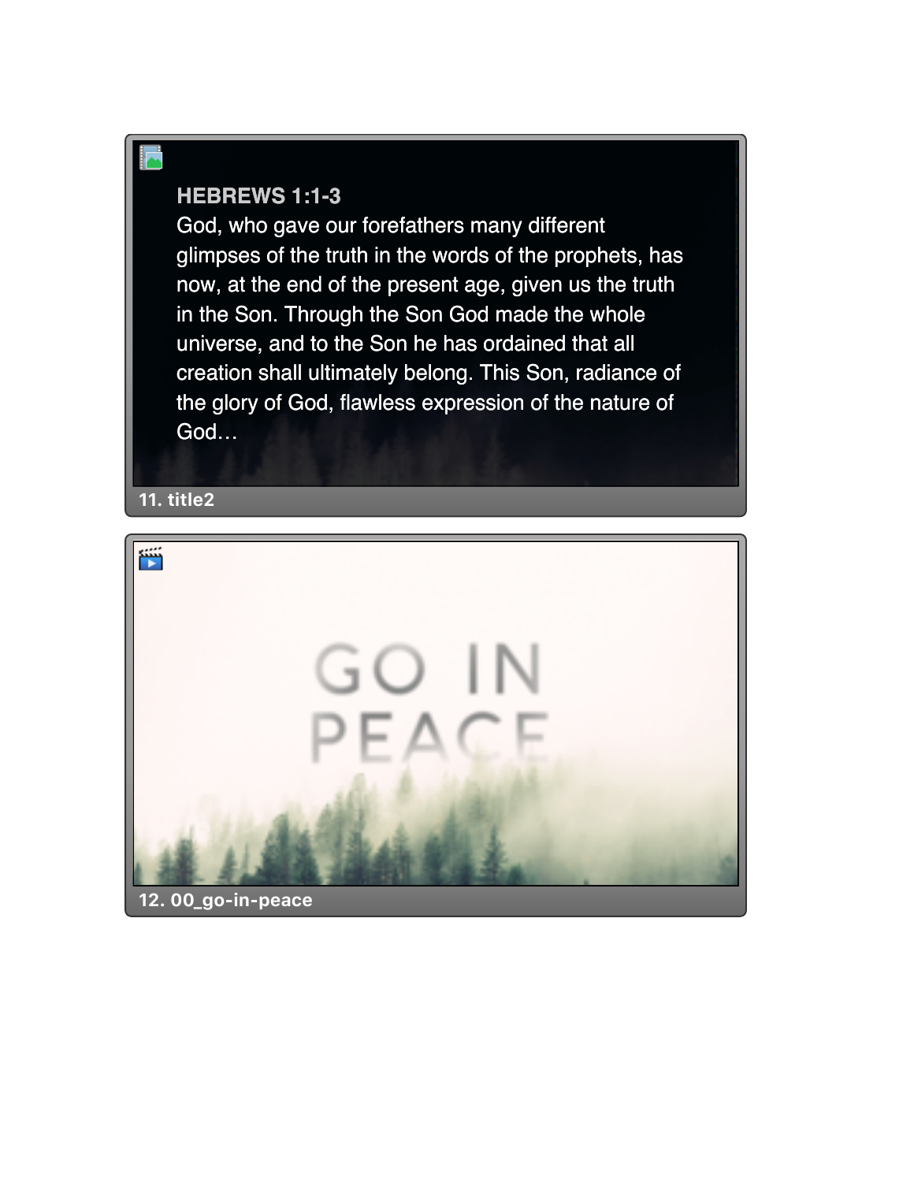**HEBREWS 1:1-3**

God, who gave our forefathers many different glimpses of the truth in the words of the prophets, has now, at the end of the present age, given us the truth in the Son. Through the Son God made the whole universe, and to the Son he has ordained that all creation shall ultimately belong. This Son, radiance of the glory of God, flawless expression of the nature of God…

11. title2

GO IN PEACE

12. 00_go-in-peace